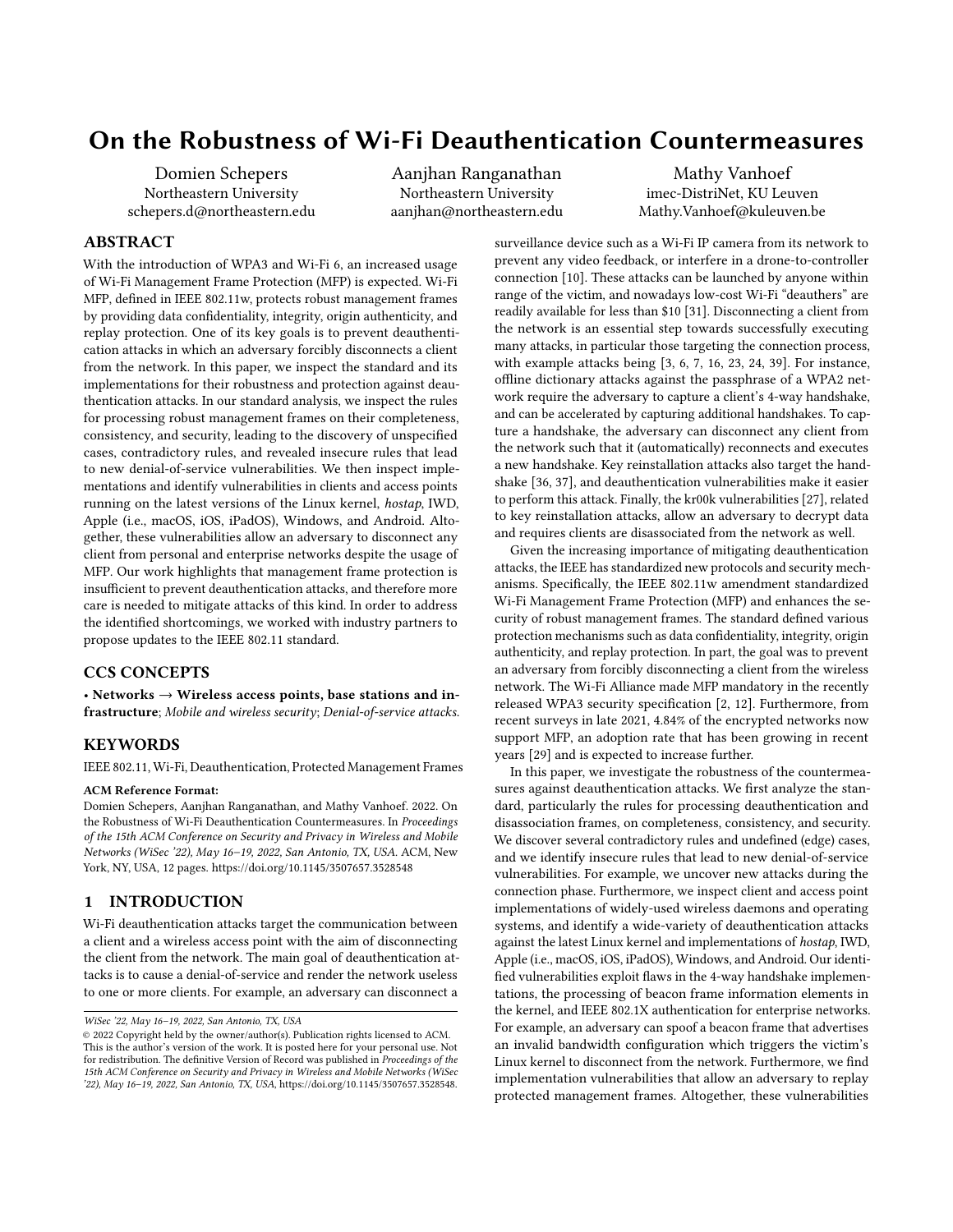# On the Robustness of Wi-Fi Deauthentication Countermeasures

Domien Schepers
Northeastern University
schepers.d@northeastern.edu

Aanjhan Ranganathan
Northeastern University
aanjhan@northeastern.edu

Mathy Vanhoef
imec-DistriNet, KU Leuven
Mathy.Vanhoef@kuleuven.be

## ABSTRACT

With the introduction of WPA3 and Wi-Fi 6, an increased usage of Wi-Fi Management Frame Protection (MFP) is expected. Wi-Fi MFP, defined in IEEE 802.11w, protects robust management frames by providing data confidentiality, integrity, origin authenticity, and replay protection. One of its key goals is to prevent deauthentication attacks in which an adversary forcibly disconnects a client from the network. In this paper, we inspect the standard and its implementations for their robustness and protection against deauthentication attacks. In our standard analysis, we inspect the rules for processing robust management frames on their completeness, consistency, and security, leading to the discovery of unspecified cases, contradictory rules, and revealed insecure rules that lead to new denial-of-service vulnerabilities. We then inspect implementations and identify vulnerabilities in clients and access points running on the latest versions of the Linux kernel, *hostap*, IWD, Apple (i.e., macOS, iOS, iPadOS), Windows, and Android. Altogether, these vulnerabilities allow an adversary to disconnect any client from personal and enterprise networks despite the usage of MFP. Our work highlights that management frame protection is insufficient to prevent deauthentication attacks, and therefore more care is needed to mitigate attacks of this kind. In order to address the identified shortcomings, we worked with industry partners to propose updates to the IEEE 802.11 standard.

## CCS CONCEPTS

• **Networks → Wireless access points, base stations and infrastructure**; *Mobile and wireless security*; *Denial-of-service attacks.*

## KEYWORDS

IEEE 802.11, Wi-Fi, Deauthentication, Protected Management Frames

**ACM Reference Format:**
Domien Schepers, Aanjhan Ranganathan, and Mathy Vanhoef. 2022. On the Robustness of Wi-Fi Deauthentication Countermeasures. In *Proceedings of the 15th ACM Conference on Security and Privacy in Wireless and Mobile Networks (WiSec '22), May 16–19, 2022, San Antonio, TX, USA.* ACM, New York, NY, USA, 12 pages. https://doi.org/10.1145/3507657.3528548

## 1 INTRODUCTION

Wi-Fi deauthentication attacks target the communication between a client and a wireless access point with the aim of disconnecting the client from the network. The main goal of deauthentication attacks is to cause a denial-of-service and render the network useless to one or more clients. For example, an adversary can disconnect a surveillance device such as a Wi-Fi IP camera from its network to prevent any video feedback, or interfere in a drone-to-controller connection [10]. These attacks can be launched by anyone within range of the victim, and nowadays low-cost Wi-Fi "deauthers" are readily available for less than $10 [31]. Disconnecting a client from the network is an essential step towards successfully executing many attacks, in particular those targeting the connection process, with example attacks being [3, 6, 7, 16, 23, 24, 39]. For instance, offline dictionary attacks against the passphrase of a WPA2 network require the adversary to capture a client's 4-way handshake, and can be accelerated by capturing additional handshakes. To capture a handshake, the adversary can disconnect any client from the network such that it (automatically) reconnects and executes a new handshake. Key reinstallation attacks also target the handshake [36, 37], and deauthentication vulnerabilities make it easier to perform this attack. Finally, the kr00k vulnerabilities [27], related to key reinstallation attacks, allow an adversary to decrypt data and requires clients are disassociated from the network as well.

Given the increasing importance of mitigating deauthentication attacks, the IEEE has standardized new protocols and security mechanisms. Specifically, the IEEE 802.11w amendment standardized Wi-Fi Management Frame Protection (MFP) and enhances the security of robust management frames. The standard defined various protection mechanisms such as data confidentiality, integrity, origin authenticity, and replay protection. In part, the goal was to prevent an adversary from forcibly disconnecting a client from the wireless network. The Wi-Fi Alliance made MFP mandatory in the recently released WPA3 security specification [2, 12]. Furthermore, from recent surveys in late 2021, 4.84% of the encrypted networks now support MFP, an adoption rate that has been growing in recent years [29] and is expected to increase further.

In this paper, we investigate the robustness of the countermeasures against deauthentication attacks. We first analyze the standard, particularly the rules for processing deauthentication and disassociation frames, on completeness, consistency, and security. We discover several contradictory rules and undefined (edge) cases, and we identify insecure rules that lead to new denial-of-service vulnerabilities. For example, we uncover new attacks during the connection phase. Furthermore, we inspect client and access point implementations of widely-used wireless daemons and operating systems, and identify a wide-variety of deauthentication attacks against the latest Linux kernel and implementations of *hostap*, IWD, Apple (i.e., macOS, iOS, iPadOS), Windows, and Android. Our identified vulnerabilities exploit flaws in the 4-way handshake implementations, the processing of beacon frame information elements in the kernel, and IEEE 802.1X authentication for enterprise networks. For example, an adversary can spoof a beacon frame that advertises an invalid bandwidth configuration which triggers the victim's Linux kernel to disconnect from the network. Furthermore, we find implementation vulnerabilities that allow an adversary to replay protected management frames. Altogether, these vulnerabilities

WiSec '22, May 16–19, 2022, San Antonio, TX, USA
© 2022 Copyright held by the owner/author(s). Publication rights licensed to ACM. This is the author's version of the work. It is posted here for your personal use. Not for redistribution. The definitive Version of Record was published in *Proceedings of the 15th ACM Conference on Security and Privacy in Wireless and Mobile Networks (WiSec '22), May 16–19, 2022, San Antonio, TX, USA*, https://doi.org/10.1145/3507657.3528548.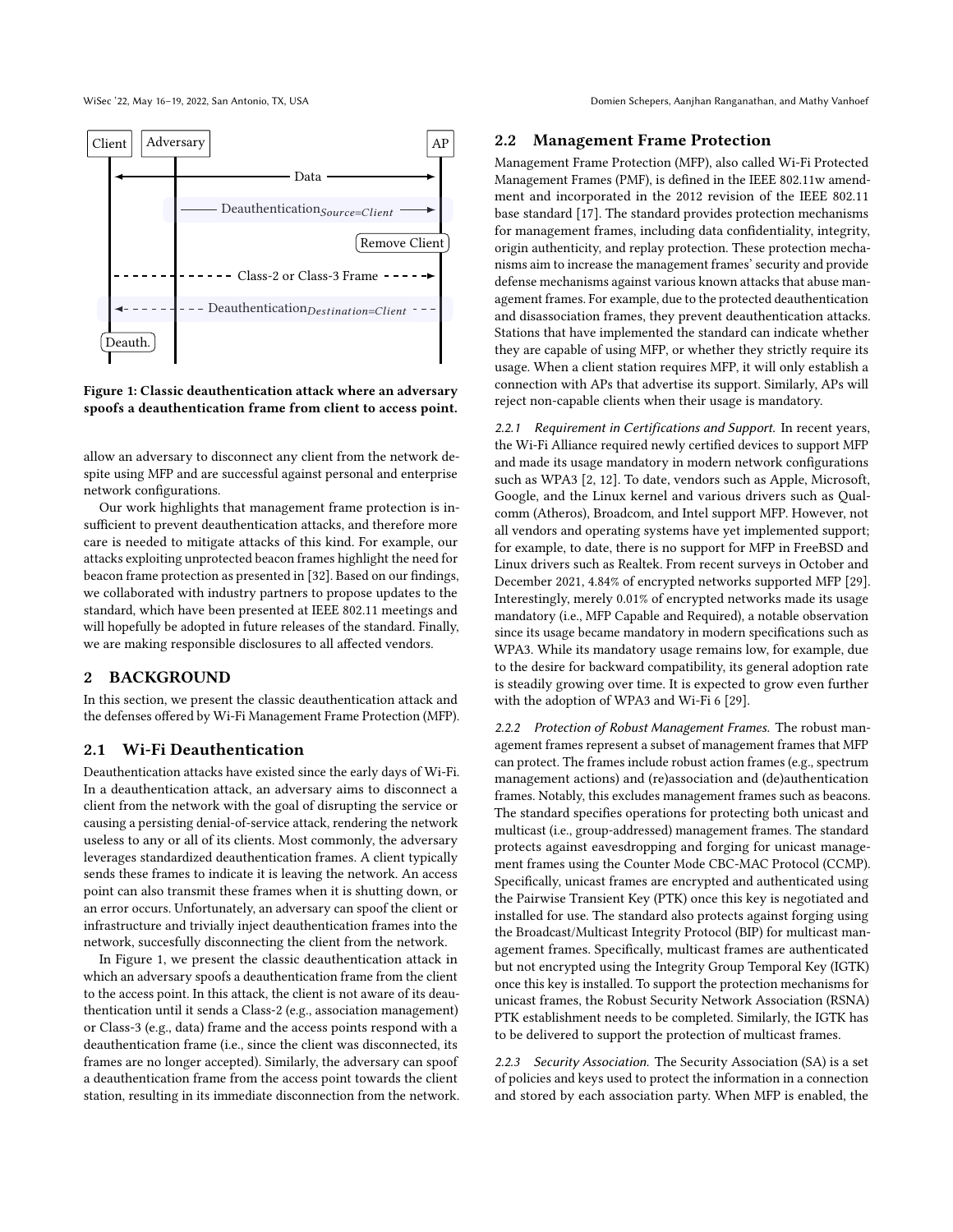Figure 1: Classic deauthentication attack where an adversary spoofs a deauthentication frame from client to access point.

allow an adversary to disconnect any client from the network despite using MFP and are successful against personal and enterprise network configurations.

Our work highlights that management frame protection is insufficient to prevent deauthentication attacks, and therefore more care is needed to mitigate attacks of this kind. For example, our attacks exploiting unprotected beacon frames highlight the need for beacon frame protection as presented in [32]. Based on our findings, we collaborated with industry partners to propose updates to the standard, which have been presented at IEEE 802.11 meetings and will hopefully be adopted in future releases of the standard. Finally, we are making responsible disclosures to all affected vendors.

## 2 BACKGROUND

In this section, we present the classic deauthentication attack and the defenses offered by Wi-Fi Management Frame Protection (MFP).

### 2.1 Wi-Fi Deauthentication

Deauthentication attacks have existed since the early days of Wi-Fi. In a deauthentication attack, an adversary aims to disconnect a client from the network with the goal of disrupting the service or causing a persisting denial-of-service attack, rendering the network useless to any or all of its clients. Most commonly, the adversary leverages standardized deauthentication frames. A client typically sends these frames to indicate it is leaving the network. An access point can also transmit these frames when it is shutting down, or an error occurs. Unfortunately, an adversary can spoof the client or infrastructure and trivially inject deauthentication frames into the network, succesfully disconnecting the client from the network.

In Figure 1, we present the classic deauthentication attack in which an adversary spoofs a deauthentication frame from the client to the access point. In this attack, the client is not aware of its deauthentication until it sends a Class-2 (e.g., association management) or Class-3 (e.g., data) frame and the access points respond with a deauthentication frame (i.e., since the client was disconnected, its frames are no longer accepted). Similarly, the adversary can spoof a deauthentication frame from the access point towards the client station, resulting in its immediate disconnection from the network.

### 2.2 Management Frame Protection

Management Frame Protection (MFP), also called Wi-Fi Protected Management Frames (PMF), is defined in the IEEE 802.11w amendment and incorporated in the 2012 revision of the IEEE 802.11 base standard [17]. The standard provides protection mechanisms for management frames, including data confidentiality, integrity, origin authenticity, and replay protection. These protection mechanisms aim to increase the management frames' security and provide defense mechanisms against various known attacks that abuse management frames. For example, due to the protected deauthentication and disassociation frames, they prevent deauthentication attacks. Stations that have implemented the standard can indicate whether they are capable of using MFP, or whether they strictly require its usage. When a client station requires MFP, it will only establish a connection with APs that advertise its support. Similarly, APs will reject non-capable clients when their usage is mandatory.

*2.2.1 Requirement in Certifications and Support.* In recent years, the Wi-Fi Alliance required newly certified devices to support MFP and made its usage mandatory in modern network configurations such as WPA3 [2, 12]. To date, vendors such as Apple, Microsoft, Google, and the Linux kernel and various drivers such as Qualcomm (Atheros), Broadcom, and Intel support MFP. However, not all vendors and operating systems have yet implemented support; for example, to date, there is no support for MFP in FreeBSD and Linux drivers such as Realtek. From recent surveys in October and December 2021, 4.84% of encrypted networks supported MFP [29]. Interestingly, merely 0.01% of encrypted networks made its usage mandatory (i.e., MFP Capable and Required), a notable observation since its usage became mandatory in modern specifications such as WPA3. While its mandatory usage remains low, for example, due to the desire for backward compatibility, its general adoption rate is steadily growing over time. It is expected to grow even further with the adoption of WPA3 and Wi-Fi 6 [29].

*2.2.2 Protection of Robust Management Frames.* The robust management frames represent a subset of management frames that MFP can protect. The frames include robust action frames (e.g., spectrum management actions) and (re)association and (de)authentication frames. Notably, this excludes management frames such as beacons. The standard specifies operations for protecting both unicast and multicast (i.e., group-addressed) management frames. The standard protects against eavesdropping and forging for unicast management frames using the Counter Mode CBC-MAC Protocol (CCMP). Specifically, unicast frames are encrypted and authenticated using the Pairwise Transient Key (PTK) once this key is negotiated and installed for use. The standard also protects against forging using the Broadcast/Multicast Integrity Protocol (BIP) for multicast management frames. Specifically, multicast frames are authenticated but not encrypted using the Integrity Group Temporal Key (IGTK) once this key is installed. To support the protection mechanisms for unicast frames, the Robust Security Network Association (RSNA) PTK establishment needs to be completed. Similarly, the IGTK has to be delivered to support the protection of multicast frames.

*2.2.3 Security Association.* The Security Association (SA) is a set of policies and keys used to protect the information in a connection and stored by each association party. When MFP is enabled, the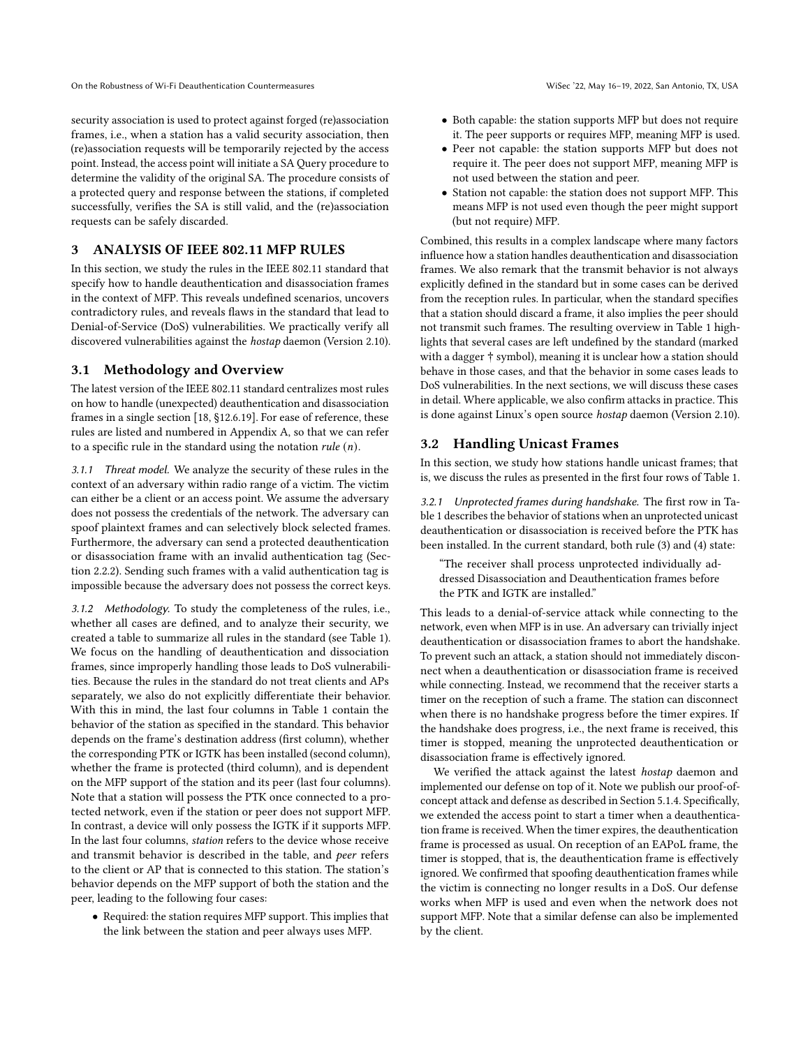security association is used to protect against forged (re)association frames, i.e., when a station has a valid security association, then (re)association requests will be temporarily rejected by the access point. Instead, the access point will initiate a SA Query procedure to determine the validity of the original SA. The procedure consists of a protected query and response between the stations, if completed successfully, verifies the SA is still valid, and the (re)association requests can be safely discarded.

# 3 ANALYSIS OF IEEE 802.11 MFP RULES

In this section, we study the rules in the IEEE 802.11 standard that specify how to handle deauthentication and disassociation frames in the context of MFP. This reveals undefined scenarios, uncovers contradictory rules, and reveals flaws in the standard that lead to Denial-of-Service (DoS) vulnerabilities. We practically verify all discovered vulnerabilities against the *hostap* daemon (Version 2.10).

## 3.1 Methodology and Overview

The latest version of the IEEE 802.11 standard centralizes most rules on how to handle (unexpected) deauthentication and disassociation frames in a single section [18, §12.6.19]. For ease of reference, these rules are listed and numbered in Appendix A, so that we can refer to a specific rule in the standard using the notation *rule* $(n)$.

*3.1.1 Threat model.* We analyze the security of these rules in the context of an adversary within radio range of a victim. The victim can either be a client or an access point. We assume the adversary does not possess the credentials of the network. The adversary can spoof plaintext frames and can selectively block selected frames. Furthermore, the adversary can send a protected deauthentication or disassociation frame with an invalid authentication tag (Section 2.2.2). Sending such frames with a valid authentication tag is impossible because the adversary does not possess the correct keys.

*3.1.2 Methodology.* To study the completeness of the rules, i.e., whether all cases are defined, and to analyze their security, we created a table to summarize all rules in the standard (see Table 1). We focus on the handling of deauthentication and dissociation frames, since improperly handling those leads to DoS vulnerabilities. Because the rules in the standard do not treat clients and APs separately, we also do not explicitly differentiate their behavior. With this in mind, the last four columns in Table 1 contain the behavior of the station as specified in the standard. This behavior depends on the frame's destination address (first column), whether the corresponding PTK or IGTK has been installed (second column), whether the frame is protected (third column), and is dependent on the MFP support of the station and its peer (last four columns). Note that a station will possess the PTK once connected to a protected network, even if the station or peer does not support MFP. In contrast, a device will only possess the IGTK if it supports MFP. In the last four columns, *station* refers to the device whose receive and transmit behavior is described in the table, and *peer* refers to the client or AP that is connected to this station. The station's behavior depends on the MFP support of both the station and the peer, leading to the following four cases:

- Required: the station requires MFP support. This implies that the link between the station and peer always uses MFP.
- Both capable: the station supports MFP but does not require it. The peer supports or requires MFP, meaning MFP is used.
- Peer not capable: the station supports MFP but does not require it. The peer does not support MFP, meaning MFP is not used between the station and peer.
- Station not capable: the station does not support MFP. This means MFP is not used even though the peer might support (but not require) MFP.

Combined, this results in a complex landscape where many factors influence how a station handles deauthentication and disassociation frames. We also remark that the transmit behavior is not always explicitly defined in the standard but in some cases can be derived from the reception rules. In particular, when the standard specifies that a station should discard a frame, it also implies the peer should not transmit such frames. The resulting overview in Table 1 highlights that several cases are left undefined by the standard (marked with a dagger † symbol), meaning it is unclear how a station should behave in those cases, and that the behavior in some cases leads to DoS vulnerabilities. In the next sections, we will discuss these cases in detail. Where applicable, we also confirm attacks in practice. This is done against Linux's open source *hostap* daemon (Version 2.10).

## 3.2 Handling Unicast Frames

In this section, we study how stations handle unicast frames; that is, we discuss the rules as presented in the first four rows of Table 1.

*3.2.1 Unprotected frames during handshake.* The first row in Table 1 describes the behavior of stations when an unprotected unicast deauthentication or disassociation is received before the PTK has been installed. In the current standard, both rule (3) and (4) state:

> "The receiver shall process unprotected individually addressed Disassociation and Deauthentication frames before the PTK and IGTK are installed."

This leads to a denial-of-service attack while connecting to the network, even when MFP is in use. An adversary can trivially inject deauthentication or disassociation frames to abort the handshake. To prevent such an attack, a station should not immediately disconnect when a deauthentication or disassociation frame is received while connecting. Instead, we recommend that the receiver starts a timer on the reception of such a frame. The station can disconnect when there is no handshake progress before the timer expires. If the handshake does progress, i.e., the next frame is received, this timer is stopped, meaning the unprotected deauthentication or disassociation frame is effectively ignored.

We verified the attack against the latest *hostap* daemon and implemented our defense on top of it. Note we publish our proof-of-concept attack and defense as described in Section 5.1.4. Specifically, we extended the access point to start a timer when a deauthentication frame is received. When the timer expires, the deauthentication frame is processed as usual. On reception of an EAPoL frame, the timer is stopped, that is, the deauthentication frame is effectively ignored. We confirmed that spoofing deauthentication frames while the victim is connecting no longer results in a DoS. Our defense works when MFP is used and even when the network does not support MFP. Note that a similar defense can also be implemented by the client.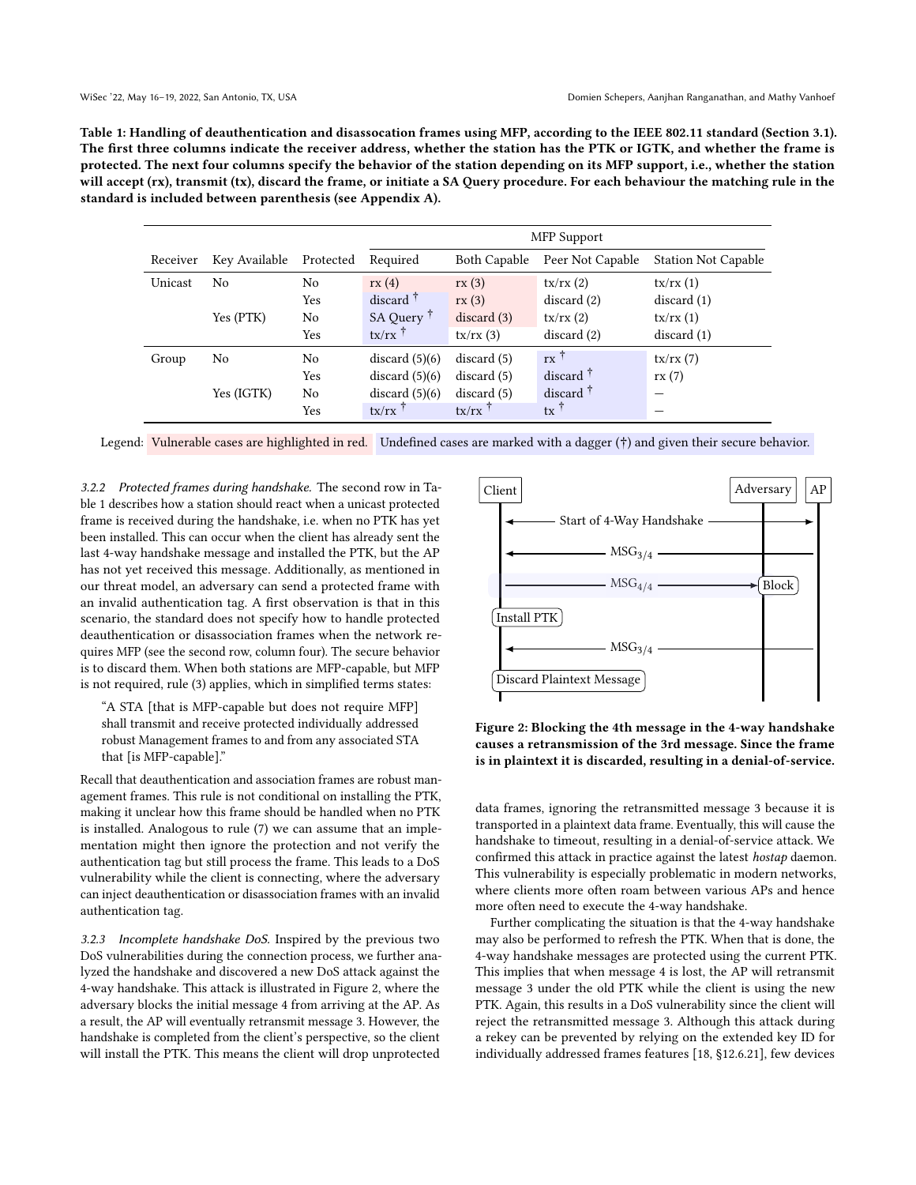**Table 1: Handling of deauthentication and disassocation frames using MFP, according to the IEEE 802.11 standard (Section 3.1). The first three columns indicate the receiver address, whether the station has the PTK or IGTK, and whether the frame is protected. The next four columns specify the behavior of the station depending on its MFP support, i.e., whether the station will accept (rx), transmit (tx), discard the frame, or initiate a SA Query procedure. For each behaviour the matching rule in the standard is included between parenthesis (see Appendix A).**

| | | | MFP Support | | | |
|---|---|---|---|---|---|---|
| Receiver | Key Available | Protected | Required | Both Capable | Peer Not Capable | Station Not Capable |
| Unicast | No | No | rx (4) | rx (3) | tx/rx (2) | tx/rx (1) |
| | | Yes | discard † | rx (3) | discard (2) | discard (1) |
| | Yes (PTK) | No | SA Query † | discard (3) | tx/rx (2) | tx/rx (1) |
| | | Yes | tx/rx † | tx/rx (3) | discard (2) | discard (1) |
| Group | No | No | discard (5)(6) | discard (5) | rx † | tx/rx (7) |
| | | Yes | discard (5)(6) | discard (5) | discard † | rx (7) |
| | Yes (IGTK) | No | discard (5)(6) | discard (5) | discard † | — |
| | | Yes | tx/rx † | tx/rx † | tx † | — |

Legend: Vulnerable cases are highlighted in red. Undefined cases are marked with a dagger (†) and given their secure behavior.

*3.2.2 Protected frames during handshake.* The second row in Table 1 describes how a station should react when a unicast protected frame is received during the handshake, i.e. when no PTK has yet been installed. This can occur when the client has already sent the last 4-way handshake message and installed the PTK, but the AP has not yet received this message. Additionally, as mentioned in our threat model, an adversary can send a protected frame with an invalid authentication tag. A first observation is that in this scenario, the standard does not specify how to handle protected deauthentication or disassociation frames when the network requires MFP (see the second row, column four). The secure behavior is to discard them. When both stations are MFP-capable, but MFP is not required, rule (3) applies, which in simplified terms states:

> "A STA [that is MFP-capable but does not require MFP] shall transmit and receive protected individually addressed robust Management frames to and from any associated STA that [is MFP-capable]."

Recall that deauthentication and association frames are robust management frames. This rule is not conditional on installing the PTK, making it unclear how this frame should be handled when no PTK is installed. Analogous to rule (7) we can assume that an implementation might then ignore the protection and not verify the authentication tag but still process the frame. This leads to a DoS vulnerability while the client is connecting, where the adversary can inject deauthentication or disassociation frames with an invalid authentication tag.

*3.2.3 Incomplete handshake DoS.* Inspired by the previous two DoS vulnerabilities during the connection process, we further analyzed the handshake and discovered a new DoS attack against the 4-way handshake. This attack is illustrated in Figure 2, where the adversary blocks the initial message 4 from arriving at the AP. As a result, the AP will eventually retransmit message 3. However, the handshake is completed from the client's perspective, so the client will install the PTK. This means the client will drop unprotected data frames, ignoring the retransmitted message 3 because it is transported in a plaintext data frame. Eventually, this will cause the handshake to timeout, resulting in a denial-of-service attack. We confirmed this attack in practice against the latest *hostap* daemon. This vulnerability is especially problematic in modern networks, where clients more often roam between various APs and hence more often need to execute the 4-way handshake.

Client — Adversary — AP: Start of 4-Way Handshake; $\text{MSG}_{3/4}$; $\text{MSG}_{4/4}$ → Block; Install PTK; $\text{MSG}_{3/4}$; Discard Plaintext Message

**Figure 2: Blocking the 4th message in the 4-way handshake causes a retransmission of the 3rd message. Since the frame is in plaintext it is discarded, resulting in a denial-of-service.**

Further complicating the situation is that the 4-way handshake may also be performed to refresh the PTK. When that is done, the 4-way handshake messages are protected using the current PTK. This implies that when message 4 is lost, the AP will retransmit message 3 under the old PTK while the client is using the new PTK. Again, this results in a DoS vulnerability since the client will reject the retransmitted message 3. Although this attack during a rekey can be prevented by relying on the extended key ID for individually addressed frames features [18, §12.6.21], few devices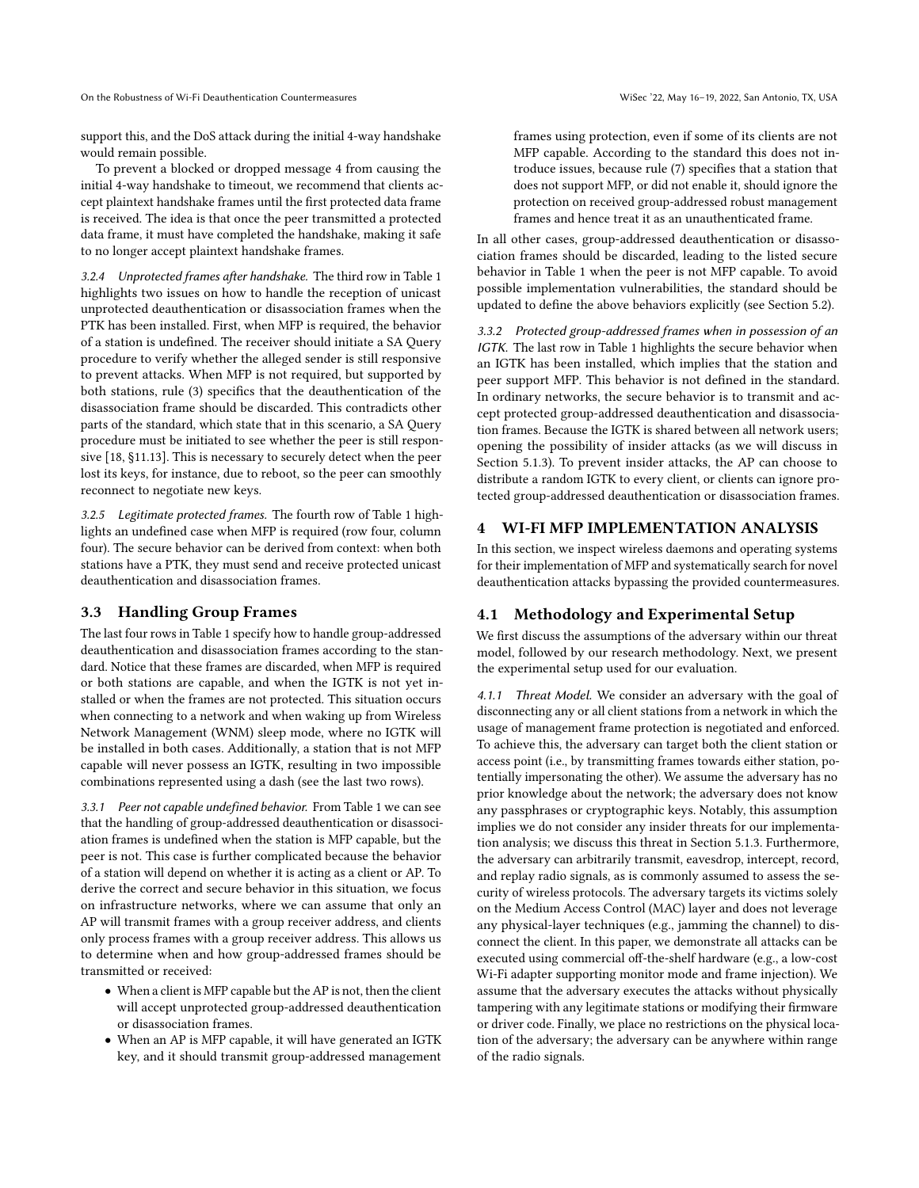support this, and the DoS attack during the initial 4-way handshake would remain possible.

To prevent a blocked or dropped message 4 from causing the initial 4-way handshake to timeout, we recommend that clients accept plaintext handshake frames until the first protected data frame is received. The idea is that once the peer transmitted a protected data frame, it must have completed the handshake, making it safe to no longer accept plaintext handshake frames.

#### 3.2.4 *Unprotected frames after handshake.*

The third row in Table 1 highlights two issues on how to handle the reception of unicast unprotected deauthentication or disassociation frames when the PTK has been installed. First, when MFP is required, the behavior of a station is undefined. The receiver should initiate a SA Query procedure to verify whether the alleged sender is still responsive to prevent attacks. When MFP is not required, but supported by both stations, rule (3) specifics that the deauthentication of the disassociation frame should be discarded. This contradicts other parts of the standard, which state that in this scenario, a SA Query procedure must be initiated to see whether the peer is still responsive [18, §11.13]. This is necessary to securely detect when the peer lost its keys, for instance, due to reboot, so the peer can smoothly reconnect to negotiate new keys.

#### 3.2.5 *Legitimate protected frames.*

The fourth row of Table 1 highlights an undefined case when MFP is required (row four, column four). The secure behavior can be derived from context: when both stations have a PTK, they must send and receive protected unicast deauthentication and disassociation frames.

### 3.3 Handling Group Frames

The last four rows in Table 1 specify how to handle group-addressed deauthentication and disassociation frames according to the standard. Notice that these frames are discarded, when MFP is required or both stations are capable, and when the IGTK is not yet installed or when the frames are not protected. This situation occurs when connecting to a network and when waking up from Wireless Network Management (WNM) sleep mode, where no IGTK will be installed in both cases. Additionally, a station that is not MFP capable will never possess an IGTK, resulting in two impossible combinations represented using a dash (see the last two rows).

#### 3.3.1 *Peer not capable undefined behavior.*

From Table 1 we can see that the handling of group-addressed deauthentication or disassociation frames is undefined when the station is MFP capable, but the peer is not. This case is further complicated because the behavior of a station will depend on whether it is acting as a client or AP. To derive the correct and secure behavior in this situation, we focus on infrastructure networks, where we can assume that only an AP will transmit frames with a group receiver address, and clients only process frames with a group receiver address. This allows us to determine when and how group-addressed frames should be transmitted or received:

- When a client is MFP capable but the AP is not, then the client will accept unprotected group-addressed deauthentication or disassociation frames.
- When an AP is MFP capable, it will have generated an IGTK key, and it should transmit group-addressed management frames using protection, even if some of its clients are not MFP capable. According to the standard this does not introduce issues, because rule (7) specifies that a station that does not support MFP, or did not enable it, should ignore the protection on received group-addressed robust management frames and hence treat it as an unauthenticated frame.

In all other cases, group-addressed deauthentication or disassociation frames should be discarded, leading to the listed secure behavior in Table 1 when the peer is not MFP capable. To avoid possible implementation vulnerabilities, the standard should be updated to define the above behaviors explicitly (see Section 5.2).

#### 3.3.2 *Protected group-addressed frames when in possession of an IGTK.*

The last row in Table 1 highlights the secure behavior when an IGTK has been installed, which implies that the station and peer support MFP. This behavior is not defined in the standard. In ordinary networks, the secure behavior is to transmit and accept protected group-addressed deauthentication and disassociation frames. Because the IGTK is shared between all network users; opening the possibility of insider attacks (as we will discuss in Section 5.1.3). To prevent insider attacks, the AP can choose to distribute a random IGTK to every client, or clients can ignore protected group-addressed deauthentication or disassociation frames.

## 4 WI-FI MFP IMPLEMENTATION ANALYSIS

In this section, we inspect wireless daemons and operating systems for their implementation of MFP and systematically search for novel deauthentication attacks bypassing the provided countermeasures.

### 4.1 Methodology and Experimental Setup

We first discuss the assumptions of the adversary within our threat model, followed by our research methodology. Next, we present the experimental setup used for our evaluation.

#### 4.1.1 *Threat Model.*

We consider an adversary with the goal of disconnecting any or all client stations from a network in which the usage of management frame protection is negotiated and enforced. To achieve this, the adversary can target both the client station or access point (i.e., by transmitting frames towards either station, potentially impersonating the other). We assume the adversary has no prior knowledge about the network; the adversary does not know any passphrases or cryptographic keys. Notably, this assumption implies we do not consider any insider threats for our implementation analysis; we discuss this threat in Section 5.1.3. Furthermore, the adversary can arbitrarily transmit, eavesdrop, intercept, record, and replay radio signals, as is commonly assumed to assess the security of wireless protocols. The adversary targets its victims solely on the Medium Access Control (MAC) layer and does not leverage any physical-layer techniques (e.g., jamming the channel) to disconnect the client. In this paper, we demonstrate all attacks can be executed using commercial off-the-shelf hardware (e.g., a low-cost Wi-Fi adapter supporting monitor mode and frame injection). We assume that the adversary executes the attacks without physically tampering with any legitimate stations or modifying their firmware or driver code. Finally, we place no restrictions on the physical location of the adversary; the adversary can be anywhere within range of the radio signals.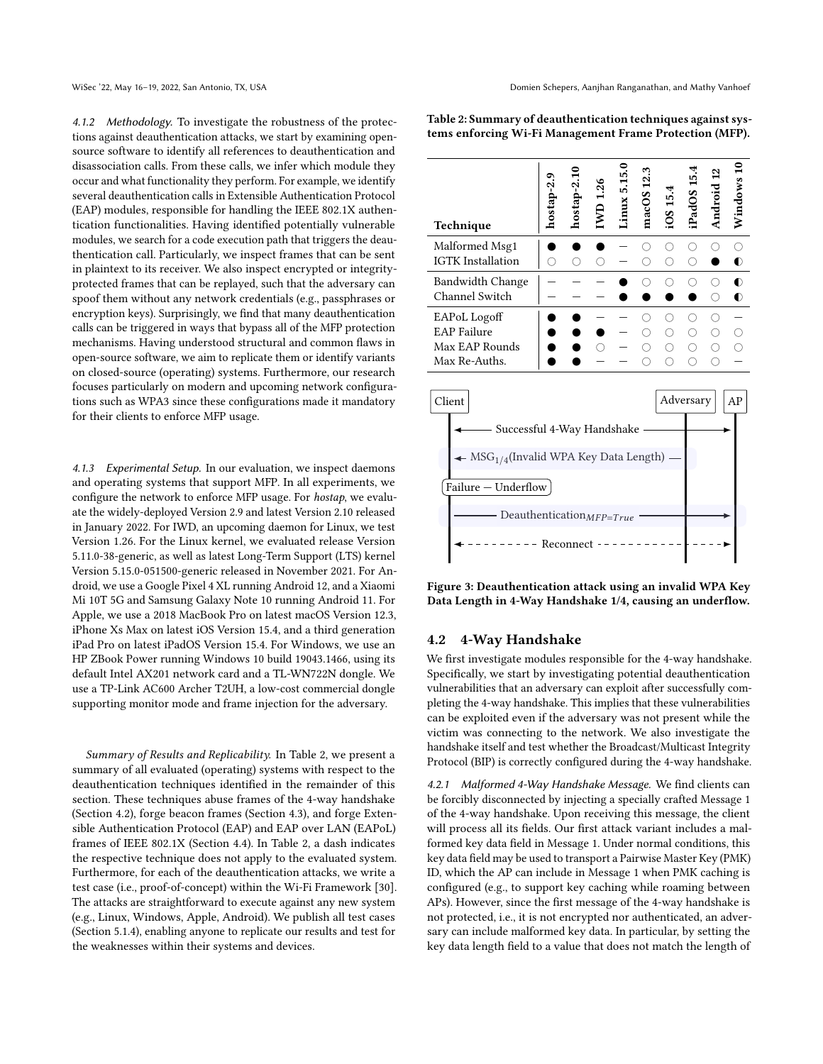#### 4.1.2 Methodology.

To investigate the robustness of the protections against deauthentication attacks, we start by examining open-source software to identify all references to deauthentication and disassociation calls. From these calls, we infer which module they occur and what functionality they perform. For example, we identify several deauthentication calls in Extensible Authentication Protocol (EAP) modules, responsible for handling the IEEE 802.1X authentication functionalities. Having identified potentially vulnerable modules, we search for a code execution path that triggers the deauthentication call. Particularly, we inspect frames that can be sent in plaintext to its receiver. We also inspect encrypted or integrity-protected frames that can be replayed, such that the adversary can spoof them without any network credentials (e.g., passphrases or encryption keys). Surprisingly, we find that many deauthentication calls can be triggered in ways that bypass all of the MFP protection mechanisms. Having understood structural and common flaws in open-source software, we aim to replicate them or identify variants on closed-source (operating) systems. Furthermore, our research focuses particularly on modern and upcoming network configurations such as WPA3 since these configurations made it mandatory for their clients to enforce MFP usage.

#### 4.1.3 Experimental Setup.

In our evaluation, we inspect daemons and operating systems that support MFP. In all experiments, we configure the network to enforce MFP usage. For *hostap*, we evaluate the widely-deployed Version 2.9 and latest Version 2.10 released in January 2022. For IWD, an upcoming daemon for Linux, we test Version 1.26. For the Linux kernel, we evaluated release Version 5.11.0-38-generic, as well as latest Long-Term Support (LTS) kernel Version 5.15.0-051500-generic released in November 2021. For Android, we use a Google Pixel 4 XL running Android 12, and a Xiaomi Mi 10T 5G and Samsung Galaxy Note 10 running Android 11. For Apple, we use a 2018 MacBook Pro on latest macOS Version 12.3, iPhone Xs Max on latest iOS Version 15.4, and a third generation iPad Pro on latest iPadOS Version 15.4. For Windows, we use an HP ZBook Power running Windows 10 build 19043.1466, using its default Intel AX201 network card and a TL-WN722N dongle. We use a TP-Link AC600 Archer T2UH, a low-cost commercial dongle supporting monitor mode and frame injection for the adversary.

*Summary of Results and Replicability.* In Table 2, we present a summary of all evaluated (operating) systems with respect to the deauthentication techniques identified in the remainder of this section. These techniques abuse frames of the 4-way handshake (Section 4.2), forge beacon frames (Section 4.3), and forge Extensible Authentication Protocol (EAP) and EAP over LAN (EAPoL) frames of IEEE 802.1X (Section 4.4). In Table 2, a dash indicates the respective technique does not apply to the evaluated system. Furthermore, for each of the deauthentication attacks, we write a test case (i.e., proof-of-concept) within the Wi-Fi Framework [30]. The attacks are straightforward to execute against any new system (e.g., Linux, Windows, Apple, Android). We publish all test cases (Section 5.1.4), enabling anyone to replicate our results and test for the weaknesses within their systems and devices.

**Table 2: Summary of deauthentication techniques against systems enforcing Wi-Fi Management Frame Protection (MFP).**

| Technique | hostap-2.9 | hostap-2.10 | IWD 1.26 | Linux 5.15.0 | macOS 12.3 | iOS 15.4 | iPadOS 15.4 | Android 12 | Windows 10 |
|---|---|---|---|---|---|---|---|---|---|
| Malformed Msg1 | ● | ● | ● | – | ○ | ○ | ○ | ○ | ○ |
| IGTK Installation | ○ | ○ | ○ | – | ○ | ○ | ○ | ● | ◐ |
| Bandwidth Change | – | – | – | ● | ○ | ○ | ○ | ○ | ◐ |
| Channel Switch | – | – | – | ● | ● | ● | ● | ○ | ◐ |
| EAPoL Logoff | ● | ● | – | – | ○ | ○ | ○ | ○ | – |
| EAP Failure | ● | ● | ● | – | ○ | ○ | ○ | ○ | ○ |
| Max EAP Rounds | ● | ● | ○ | – | ○ | ○ | ○ | ○ | ○ |
| Max Re-Auths. | ● | ● | – | – | ○ | ○ | ○ | ○ | – |

Client | Adversary | AP

- Successful 4-Way Handshake (Client ↔ AP)
- $MSG_{1/4}$(Invalid WPA Key Data Length) (Adversary → Client)
- Failure — Underflow (Client)
- $Deauthentication_{MFP=True}$ (Client → AP)
- Reconnect (Client ↔ AP)

**Figure 3: Deauthentication attack using an invalid WPA Key Data Length in 4-Way Handshake 1/4, causing an underflow.**

## 4.2 4-Way Handshake

We first investigate modules responsible for the 4-way handshake. Specifically, we start by investigating potential deauthentication vulnerabilities that an adversary can exploit after successfully completing the 4-way handshake. This implies that these vulnerabilities can be exploited even if the adversary was not present while the victim was connecting to the network. We also investigate the handshake itself and test whether the Broadcast/Multicast Integrity Protocol (BIP) is correctly configured during the 4-way handshake.

#### 4.2.1 Malformed 4-Way Handshake Message.

We find clients can be forcibly disconnected by injecting a specially crafted Message 1 of the 4-way handshake. Upon receiving this message, the client will process all its fields. Our first attack variant includes a malformed key data field in Message 1. Under normal conditions, this key data field may be used to transport a Pairwise Master Key (PMK) ID, which the AP can include in Message 1 when PMK caching is configured (e.g., to support key caching while roaming between APs). However, since the first message of the 4-way handshake is not protected, i.e., it is not encrypted nor authenticated, an adversary can include malformed key data. In particular, by setting the key data length field to a value that does not match the length of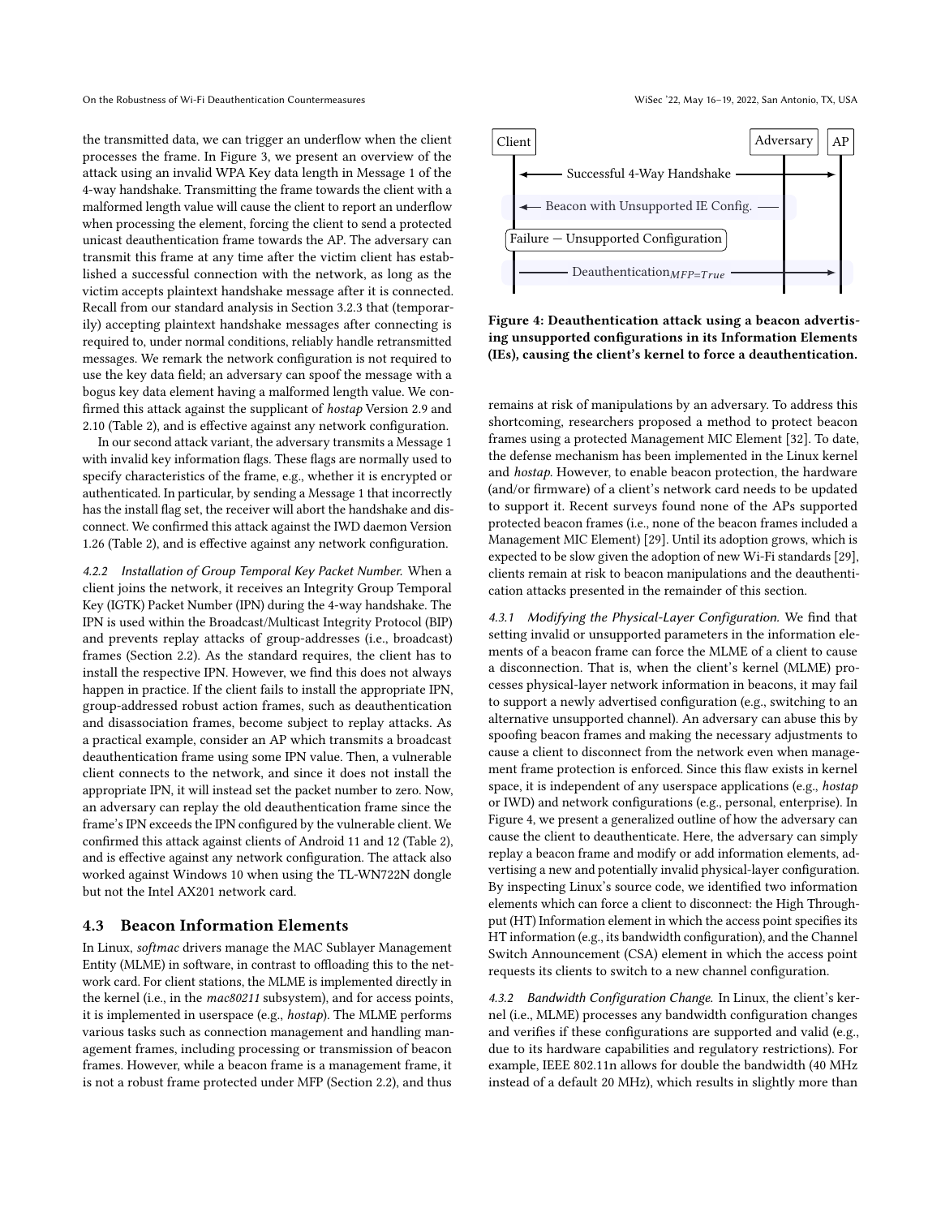the transmitted data, we can trigger an underflow when the client processes the frame. In Figure 3, we present an overview of the attack using an invalid WPA Key data length in Message 1 of the 4-way handshake. Transmitting the frame towards the client with a malformed length value will cause the client to report an underflow when processing the element, forcing the client to send a protected unicast deauthentication frame towards the AP. The adversary can transmit this frame at any time after the victim client has established a successful connection with the network, as long as the victim accepts plaintext handshake message after it is connected. Recall from our standard analysis in Section 3.2.3 that (temporarily) accepting plaintext handshake messages after connecting is required to, under normal conditions, reliably handle retransmitted messages. We remark the network configuration is not required to use the key data field; an adversary can spoof the message with a bogus key data element having a malformed length value. We confirmed this attack against the supplicant of *hostap* Version 2.9 and 2.10 (Table 2), and is effective against any network configuration.

In our second attack variant, the adversary transmits a Message 1 with invalid key information flags. These flags are normally used to specify characteristics of the frame, e.g., whether it is encrypted or authenticated. In particular, by sending a Message 1 that incorrectly has the install flag set, the receiver will abort the handshake and disconnect. We confirmed this attack against the IWD daemon Version 1.26 (Table 2), and is effective against any network configuration.

*4.2.2 Installation of Group Temporal Key Packet Number.* When a client joins the network, it receives an Integrity Group Temporal Key (IGTK) Packet Number (IPN) during the 4-way handshake. The IPN is used within the Broadcast/Multicast Integrity Protocol (BIP) and prevents replay attacks of group-addresses (i.e., broadcast) frames (Section 2.2). As the standard requires, the client has to install the respective IPN. However, we find this does not always happen in practice. If the client fails to install the appropriate IPN, group-addressed robust action frames, such as deauthentication and disassociation frames, become subject to replay attacks. As a practical example, consider an AP which transmits a broadcast deauthentication frame using some IPN value. Then, a vulnerable client connects to the network, and since it does not install the appropriate IPN, it will instead set the packet number to zero. Now, an adversary can replay the old deauthentication frame since the frame's IPN exceeds the IPN configured by the vulnerable client. We confirmed this attack against clients of Android 11 and 12 (Table 2), and is effective against any network configuration. The attack also worked against Windows 10 when using the TL-WN722N dongle but not the Intel AX201 network card.

## 4.3 Beacon Information Elements

In Linux, *softmac* drivers manage the MAC Sublayer Management Entity (MLME) in software, in contrast to offloading this to the network card. For client stations, the MLME is implemented directly in the kernel (i.e., in the *mac80211* subsystem), and for access points, it is implemented in userspace (e.g., *hostap*). The MLME performs various tasks such as connection management and handling management frames, including processing or transmission of beacon frames. However, while a beacon frame is a management frame, it is not a robust frame protected under MFP (Section 2.2), and thus remains at risk of manipulations by an adversary. To address this shortcoming, researchers proposed a method to protect beacon frames using a protected Management MIC Element [32]. To date, the defense mechanism has been implemented in the Linux kernel and *hostap*. However, to enable beacon protection, the hardware (and/or firmware) of a client's network card needs to be updated to support it. Recent surveys found none of the APs supported protected beacon frames (i.e., none of the beacon frames included a Management MIC Element) [29]. Until its adoption grows, which is expected to be slow given the adoption of new Wi-Fi standards [29], clients remain at risk to beacon manipulations and the deauthentication attacks presented in the remainder of this section.

Client | Adversary | AP

Successful 4-Way Handshake

Beacon with Unsupported IE Config.

Failure — Unsupported Configuration

Deauthentication$_{MFP=True}$

**Figure 4: Deauthentication attack using a beacon advertising unsupported configurations in its Information Elements (IEs), causing the client's kernel to force a deauthentication.**

*4.3.1 Modifying the Physical-Layer Configuration.* We find that setting invalid or unsupported parameters in the information elements of a beacon frame can force the MLME of a client to cause a disconnection. That is, when the client's kernel (MLME) processes physical-layer network information in beacons, it may fail to support a newly advertised configuration (e.g., switching to an alternative unsupported channel). An adversary can abuse this by spoofing beacon frames and making the necessary adjustments to cause a client to disconnect from the network even when management frame protection is enforced. Since this flaw exists in kernel space, it is independent of any userspace applications (e.g., *hostap* or IWD) and network configurations (e.g., personal, enterprise). In Figure 4, we present a generalized outline of how the adversary can cause the client to deauthenticate. Here, the adversary can simply replay a beacon frame and modify or add information elements, advertising a new and potentially invalid physical-layer configuration. By inspecting Linux's source code, we identified two information elements which can force a client to disconnect: the High Throughput (HT) Information element in which the access point specifies its HT information (e.g., its bandwidth configuration), and the Channel Switch Announcement (CSA) element in which the access point requests its clients to switch to a new channel configuration.

*4.3.2 Bandwidth Configuration Change.* In Linux, the client's kernel (i.e., MLME) processes any bandwidth configuration changes and verifies if these configurations are supported and valid (e.g., due to its hardware capabilities and regulatory restrictions). For example, IEEE 802.11n allows for double the bandwidth (40 MHz instead of a default 20 MHz), which results in slightly more than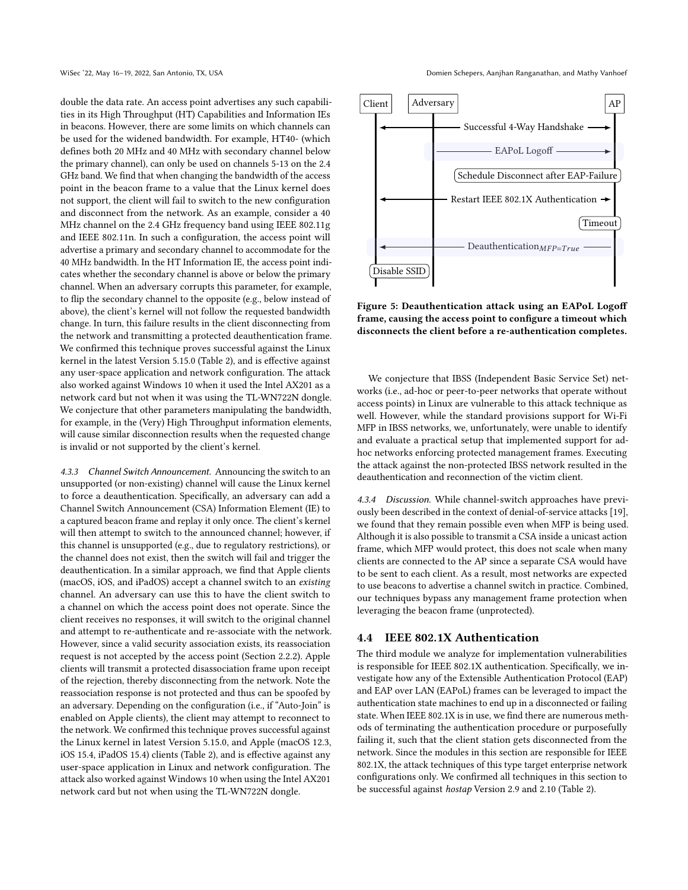double the data rate. An access point advertises any such capabilities in its High Throughput (HT) Capabilities and Information IEs in beacons. However, there are some limits on which channels can be used for the widened bandwidth. For example, HT40- (which defines both 20 MHz and 40 MHz with secondary channel below the primary channel), can only be used on channels 5-13 on the 2.4 GHz band. We find that when changing the bandwidth of the access point in the beacon frame to a value that the Linux kernel does not support, the client will fail to switch to the new configuration and disconnect from the network. As an example, consider a 40 MHz channel on the 2.4 GHz frequency band using IEEE 802.11g and IEEE 802.11n. In such a configuration, the access point will advertise a primary and secondary channel to accommodate for the 40 MHz bandwidth. In the HT Information IE, the access point indicates whether the secondary channel is above or below the primary channel. When an adversary corrupts this parameter, for example, to flip the secondary channel to the opposite (e.g., below instead of above), the client's kernel will not follow the requested bandwidth change. In turn, this failure results in the client disconnecting from the network and transmitting a protected deauthentication frame. We confirmed this technique proves successful against the Linux kernel in the latest Version 5.15.0 (Table 2), and is effective against any user-space application and network configuration. The attack also worked against Windows 10 when it used the Intel AX201 as a network card but not when it was using the TL-WN722N dongle. We conjecture that other parameters manipulating the bandwidth, for example, in the (Very) High Throughput information elements, will cause similar disconnection results when the requested change is invalid or not supported by the client's kernel.

*4.3.3 Channel Switch Announcement.* Announcing the switch to an unsupported (or non-existing) channel will cause the Linux kernel to force a deauthentication. Specifically, an adversary can add a Channel Switch Announcement (CSA) Information Element (IE) to a captured beacon frame and replay it only once. The client's kernel will then attempt to switch to the announced channel; however, if this channel is unsupported (e.g., due to regulatory restrictions), or the channel does not exist, then the switch will fail and trigger the deauthentication. In a similar approach, we find that Apple clients (macOS, iOS, and iPadOS) accept a channel switch to an *existing* channel. An adversary can use this to have the client switch to a channel on which the access point does not operate. Since the client receives no responses, it will switch to the original channel and attempt to re-authenticate and re-associate with the network. However, since a valid security association exists, its reassociation request is not accepted by the access point (Section 2.2.2). Apple clients will transmit a protected disassociation frame upon receipt of the rejection, thereby disconnecting from the network. Note the reassociation response is not protected and thus can be spoofed by an adversary. Depending on the configuration (i.e., if "Auto-Join" is enabled on Apple clients), the client may attempt to reconnect to the network. We confirmed this technique proves successful against the Linux kernel in latest Version 5.15.0, and Apple (macOS 12.3, iOS 15.4, iPadOS 15.4) clients (Table 2), and is effective against any user-space application in Linux and network configuration. The attack also worked against Windows 10 when using the Intel AX201 network card but not when using the TL-WN722N dongle.

Client | Adversary | AP

Successful 4-Way Handshake

EAPoL Logoff

Schedule Disconnect after EAP-Failure

Restart IEEE 802.1X Authentication

Timeout

Deauthentication$_{MFP=True}$

Disable SSID

**Figure 5: Deauthentication attack using an EAPoL Logoff frame, causing the access point to configure a timeout which disconnects the client before a re-authentication completes.**

We conjecture that IBSS (Independent Basic Service Set) networks (i.e., ad-hoc or peer-to-peer networks that operate without access points) in Linux are vulnerable to this attack technique as well. However, while the standard provisions support for Wi-Fi MFP in IBSS networks, we, unfortunately, were unable to identify and evaluate a practical setup that implemented support for ad-hoc networks enforcing protected management frames. Executing the attack against the non-protected IBSS network resulted in the deauthentication and reconnection of the victim client.

*4.3.4 Discussion.* While channel-switch approaches have previously been described in the context of denial-of-service attacks [19], we found that they remain possible even when MFP is being used. Although it is also possible to transmit a CSA inside a unicast action frame, which MFP would protect, this does not scale when many clients are connected to the AP since a separate CSA would have to be sent to each client. As a result, most networks are expected to use beacons to advertise a channel switch in practice. Combined, our techniques bypass any management frame protection when leveraging the beacon frame (unprotected).

## 4.4 IEEE 802.1X Authentication

The third module we analyze for implementation vulnerabilities is responsible for IEEE 802.1X authentication. Specifically, we investigate how any of the Extensible Authentication Protocol (EAP) and EAP over LAN (EAPoL) frames can be leveraged to impact the authentication state machines to end up in a disconnected or failing state. When IEEE 802.1X is in use, we find there are numerous methods of terminating the authentication procedure or purposefully failing it, such that the client station gets disconnected from the network. Since the modules in this section are responsible for IEEE 802.1X, the attack techniques of this type target enterprise network configurations only. We confirmed all techniques in this section to be successful against *hostap* Version 2.9 and 2.10 (Table 2).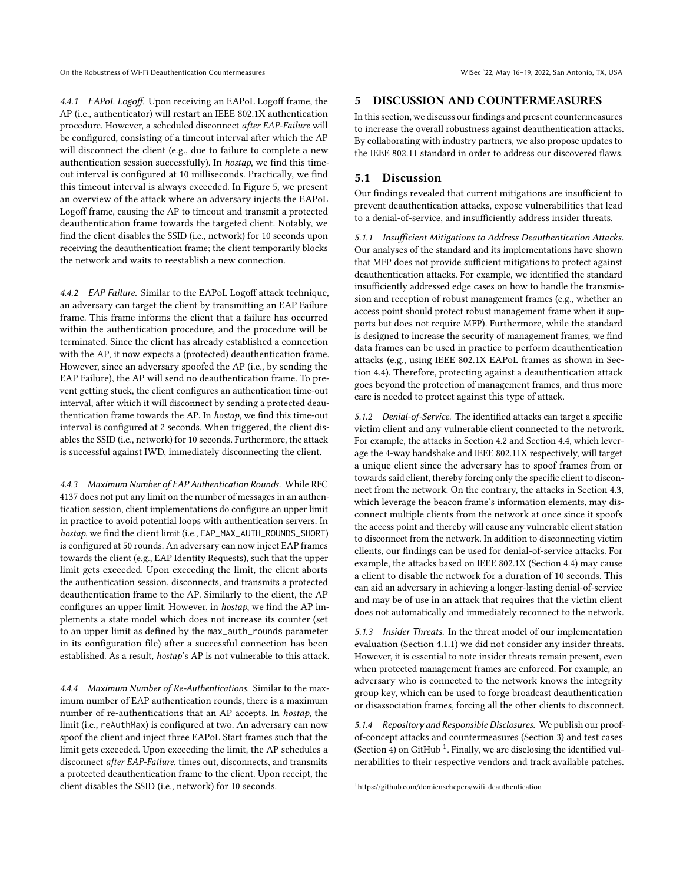#### 4.4.1 EAPoL Logoff.

Upon receiving an EAPoL Logoff frame, the AP (i.e., authenticator) will restart an IEEE 802.1X authentication procedure. However, a scheduled disconnect *after EAP-Failure* will be configured, consisting of a timeout interval after which the AP will disconnect the client (e.g., due to failure to complete a new authentication session successfully). In *hostap*, we find this timeout interval is configured at 10 milliseconds. Practically, we find this timeout interval is always exceeded. In Figure 5, we present an overview of the attack where an adversary injects the EAPoL Logoff frame, causing the AP to timeout and transmit a protected deauthentication frame towards the targeted client. Notably, we find the client disables the SSID (i.e., network) for 10 seconds upon receiving the deauthentication frame; the client temporarily blocks the network and waits to reestablish a new connection.

#### 4.4.2 EAP Failure.

Similar to the EAPoL Logoff attack technique, an adversary can target the client by transmitting an EAP Failure frame. This frame informs the client that a failure has occurred within the authentication procedure, and the procedure will be terminated. Since the client has already established a connection with the AP, it now expects a (protected) deauthentication frame. However, since an adversary spoofed the AP (i.e., by sending the EAP Failure), the AP will send no deauthentication frame. To prevent getting stuck, the client configures an authentication time-out interval, after which it will disconnect by sending a protected deauthentication frame towards the AP. In *hostap*, we find this time-out interval is configured at 2 seconds. When triggered, the client disables the SSID (i.e., network) for 10 seconds. Furthermore, the attack is successful against IWD, immediately disconnecting the client.

#### 4.4.3 Maximum Number of EAP Authentication Rounds.

While RFC 4137 does not put any limit on the number of messages in an authentication session, client implementations do configure an upper limit in practice to avoid potential loops with authentication servers. In *hostap*, we find the client limit (i.e., `EAP_MAX_AUTH_ROUNDS_SHORT`) is configured at 50 rounds. An adversary can now inject EAP frames towards the client (e.g., EAP Identity Requests), such that the upper limit gets exceeded. Upon exceeding the limit, the client aborts the authentication session, disconnects, and transmits a protected deauthentication frame to the AP. Similarly to the client, the AP configures an upper limit. However, in *hostap*, we find the AP implements a state model which does not increase its counter (set to an upper limit as defined by the `max_auth_rounds` parameter in its configuration file) after a successful connection has been established. As a result, *hostap*'s AP is not vulnerable to this attack.

#### 4.4.4 Maximum Number of Re-Authentications.

Similar to the maximum number of EAP authentication rounds, there is a maximum number of re-authentications that an AP accepts. In *hostap*, the limit (i.e., `reAuthMax`) is configured at two. An adversary can now spoof the client and inject three EAPoL Start frames such that the limit gets exceeded. Upon exceeding the limit, the AP schedules a disconnect *after EAP-Failure*, times out, disconnects, and transmits a protected deauthentication frame to the client. Upon receipt, the client disables the SSID (i.e., network) for 10 seconds.

## 5 DISCUSSION AND COUNTERMEASURES

In this section, we discuss our findings and present countermeasures to increase the overall robustness against deauthentication attacks. By collaborating with industry partners, we also propose updates to the IEEE 802.11 standard in order to address our discovered flaws.

### 5.1 Discussion

Our findings revealed that current mitigations are insufficient to prevent deauthentication attacks, expose vulnerabilities that lead to a denial-of-service, and insufficiently address insider threats.

#### 5.1.1 Insufficient Mitigations to Address Deauthentication Attacks.

Our analyses of the standard and its implementations have shown that MFP does not provide sufficient mitigations to protect against deauthentication attacks. For example, we identified the standard insufficiently addressed edge cases on how to handle the transmission and reception of robust management frames (e.g., whether an access point should protect robust management frame when it supports but does not require MFP). Furthermore, while the standard is designed to increase the security of management frames, we find data frames can be used in practice to perform deauthentication attacks (e.g., using IEEE 802.1X EAPoL frames as shown in Section 4.4). Therefore, protecting against a deauthentication attack goes beyond the protection of management frames, and thus more care is needed to protect against this type of attack.

#### 5.1.2 Denial-of-Service.

The identified attacks can target a specific victim client and any vulnerable client connected to the network. For example, the attacks in Section 4.2 and Section 4.4, which leverage the 4-way handshake and IEEE 802.11X respectively, will target a unique client since the adversary has to spoof frames from or towards said client, thereby forcing only the specific client to disconnect from the network. On the contrary, the attacks in Section 4.3, which leverage the beacon frame's information elements, may disconnect multiple clients from the network at once since it spoofs the access point and thereby will cause any vulnerable client station to disconnect from the network. In addition to disconnecting victim clients, our findings can be used for denial-of-service attacks. For example, the attacks based on IEEE 802.1X (Section 4.4) may cause a client to disable the network for a duration of 10 seconds. This can aid an adversary in achieving a longer-lasting denial-of-service and may be of use in an attack that requires that the victim client does not automatically and immediately reconnect to the network.

#### 5.1.3 Insider Threats.

In the threat model of our implementation evaluation (Section 4.1.1) we did not consider any insider threats. However, it is essential to note insider threats remain present, even when protected management frames are enforced. For example, an adversary who is connected to the network knows the integrity group key, which can be used to forge broadcast deauthentication or disassociation frames, forcing all the other clients to disconnect.

#### 5.1.4 Repository and Responsible Disclosures.

We publish our proof-of-concept attacks and countermeasures (Section 3) and test cases (Section 4) on GitHub [1]. Finally, we are disclosing the identified vulnerabilities to their respective vendors and track available patches.

[1] https://github.com/domienschepers/wifi-deauthentication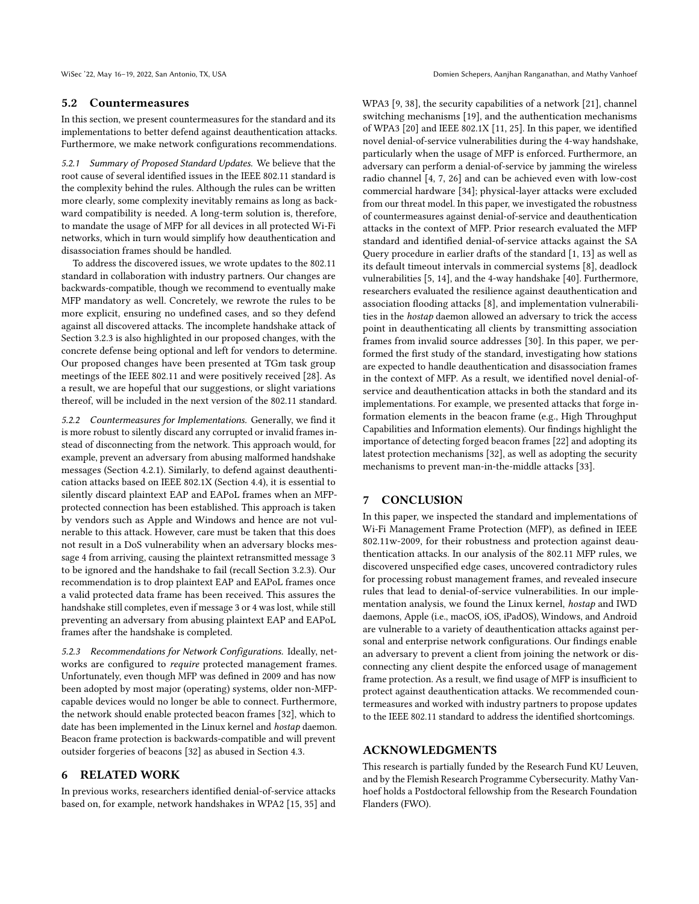### 5.2 Countermeasures

In this section, we present countermeasures for the standard and its implementations to better defend against deauthentication attacks. Furthermore, we make network configurations recommendations.

*5.2.1 Summary of Proposed Standard Updates.* We believe that the root cause of several identified issues in the IEEE 802.11 standard is the complexity behind the rules. Although the rules can be written more clearly, some complexity inevitably remains as long as backward compatibility is needed. A long-term solution is, therefore, to mandate the usage of MFP for all devices in all protected Wi-Fi networks, which in turn would simplify how deauthentication and disassociation frames should be handled.

To address the discovered issues, we wrote updates to the 802.11 standard in collaboration with industry partners. Our changes are backwards-compatible, though we recommend to eventually make MFP mandatory as well. Concretely, we rewrote the rules to be more explicit, ensuring no undefined cases, and so they defend against all discovered attacks. The incomplete handshake attack of Section 3.2.3 is also highlighted in our proposed changes, with the concrete defense being optional and left for vendors to determine. Our proposed changes have been presented at TGm task group meetings of the IEEE 802.11 and were positively received [28]. As a result, we are hopeful that our suggestions, or slight variations thereof, will be included in the next version of the 802.11 standard.

*5.2.2 Countermeasures for Implementations.* Generally, we find it is more robust to silently discard any corrupted or invalid frames instead of disconnecting from the network. This approach would, for example, prevent an adversary from abusing malformed handshake messages (Section 4.2.1). Similarly, to defend against deauthentication attacks based on IEEE 802.1X (Section 4.4), it is essential to silently discard plaintext EAP and EAPoL frames when an MFP-protected connection has been established. This approach is taken by vendors such as Apple and Windows and hence are not vulnerable to this attack. However, care must be taken that this does not result in a DoS vulnerability when an adversary blocks message 4 from arriving, causing the plaintext retransmitted message 3 to be ignored and the handshake to fail (recall Section 3.2.3). Our recommendation is to drop plaintext EAP and EAPoL frames once a valid protected data frame has been received. This assures the handshake still completes, even if message 3 or 4 was lost, while still preventing an adversary from abusing plaintext EAP and EAPoL frames after the handshake is completed.

*5.2.3 Recommendations for Network Configurations.* Ideally, networks are configured to *require* protected management frames. Unfortunately, even though MFP was defined in 2009 and has now been adopted by most major (operating) systems, older non-MFP-capable devices would no longer be able to connect. Furthermore, the network should enable protected beacon frames [32], which to date has been implemented in the Linux kernel and *hostap* daemon. Beacon frame protection is backwards-compatible and will prevent outsider forgeries of beacons [32] as abused in Section 4.3.

## 6 RELATED WORK

In previous works, researchers identified denial-of-service attacks based on, for example, network handshakes in WPA2 [15, 35] and WPA3 [9, 38], the security capabilities of a network [21], channel switching mechanisms [19], and the authentication mechanisms of WPA3 [20] and IEEE 802.1X [11, 25]. In this paper, we identified novel denial-of-service vulnerabilities during the 4-way handshake, particularly when the usage of MFP is enforced. Furthermore, an adversary can perform a denial-of-service by jamming the wireless radio channel [4, 7, 26] and can be achieved even with low-cost commercial hardware [34]; physical-layer attacks were excluded from our threat model. In this paper, we investigated the robustness of countermeasures against denial-of-service and deauthentication attacks in the context of MFP. Prior research evaluated the MFP standard and identified denial-of-service attacks against the SA Query procedure in earlier drafts of the standard [1, 13] as well as its default timeout intervals in commercial systems [8], deadlock vulnerabilities [5, 14], and the 4-way handshake [40]. Furthermore, researchers evaluated the resilience against deauthentication and association flooding attacks [8], and implementation vulnerabilities in the *hostap* daemon allowed an adversary to trick the access point in deauthenticating all clients by transmitting association frames from invalid source addresses [30]. In this paper, we performed the first study of the standard, investigating how stations are expected to handle deauthentication and disassociation frames in the context of MFP. As a result, we identified novel denial-of-service and deauthentication attacks in both the standard and its implementations. For example, we presented attacks that forge information elements in the beacon frame (e.g., High Throughput Capabilities and Information elements). Our findings highlight the importance of detecting forged beacon frames [22] and adopting its latest protection mechanisms [32], as well as adopting the security mechanisms to prevent man-in-the-middle attacks [33].

## 7 CONCLUSION

In this paper, we inspected the standard and implementations of Wi-Fi Management Frame Protection (MFP), as defined in IEEE 802.11w-2009, for their robustness and protection against deauthentication attacks. In our analysis of the 802.11 MFP rules, we discovered unspecified edge cases, uncovered contradictory rules for processing robust management frames, and revealed insecure rules that lead to denial-of-service vulnerabilities. In our implementation analysis, we found the Linux kernel, *hostap* and IWD daemons, Apple (i.e., macOS, iOS, iPadOS), Windows, and Android are vulnerable to a variety of deauthentication attacks against personal and enterprise network configurations. Our findings enable an adversary to prevent a client from joining the network or disconnecting any client despite the enforced usage of management frame protection. As a result, we find usage of MFP is insufficient to protect against deauthentication attacks. We recommended countermeasures and worked with industry partners to propose updates to the IEEE 802.11 standard to address the identified shortcomings.

## ACKNOWLEDGMENTS

This research is partially funded by the Research Fund KU Leuven, and by the Flemish Research Programme Cybersecurity. Mathy Vanhoef holds a Postdoctoral fellowship from the Research Foundation Flanders (FWO).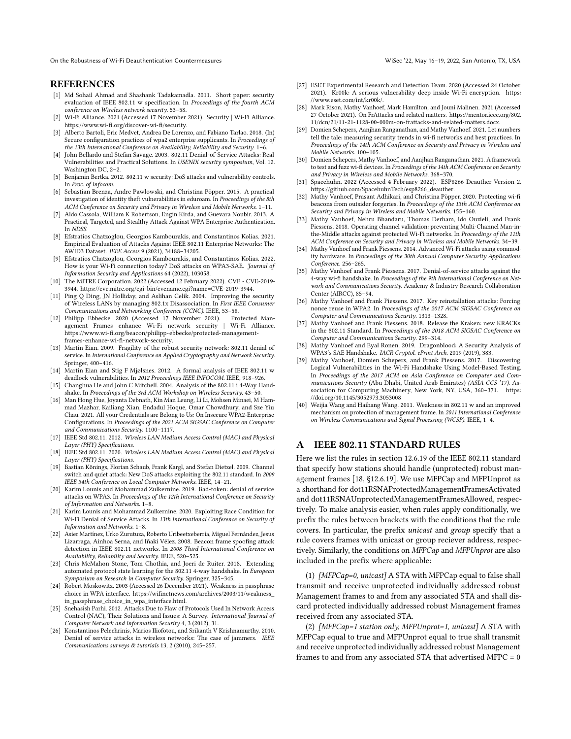## REFERENCES

[1] Md Sohail Ahmad and Shashank Tadakamadla. 2011. Short paper: security evaluation of IEEE 802.11 w specification. In *Proceedings of the fourth ACM conference on Wireless network security*. 53–58.

[2] Wi-Fi Alliance. 2021 (Accessed 17 November 2021). Security | Wi-Fi Alliance. https://www.wi-fi.org/discover-wi-fi/security.

[3] Alberto Bartoli, Eric Medvet, Andrea De Lorenzo, and Fabiano Tarlao. 2018. (In) Secure configuration practices of wpa2 enterprise supplicants. In *Proceedings of the 13th International Conference on Availability, Reliability and Security*. 1–6.

[4] John Bellardo and Stefan Savage. 2003. 802.11 Denial-of-Service Attacks: Real Vulnerabilities and Practical Solutions. In *USENIX security symposium*, Vol. 12. Washington DC, 2–2.

[5] Benjamin Bertka. 2012. 802.11 w security: DoS attacks and vulnerability controls. In *Proc. of Infocom*.

[6] Sebastian Brenza, Andre Pawlowski, and Christina Pöpper. 2015. A practical investigation of identity theft vulnerabilities in eduroam. In *Proceedings of the 8th ACM Conference on Security and Privacy in Wireless and Mobile Networks*. 1–11.

[7] Aldo Cassola, William K Robertson, Engin Kirda, and Guevara Noubir. 2013. A Practical, Targeted, and Stealthy Attack Against WPA Enterprise Authentication. In *NDSS*.

[8] Efstratios Chatzoglou, Georgios Kambourakis, and Constantinos Kolias. 2021. Empirical Evaluation of Attacks Against IEEE 802.11 Enterprise Networks: The AWID3 Dataset. *IEEE Access* 9 (2021), 34188–34205.

[9] Efstratios Chatzoglou, Georgios Kambourakis, and Constantinos Kolias. 2022. How is your Wi-Fi connection today? DoS attacks on WPA3-SAE. *Journal of Information Security and Applications* 64 (2022), 103058.

[10] The MITRE Corporation. 2022 (Accessed 12 February 2022). CVE - CVE-2019-3944. https://cve.mitre.org/cgi-bin/cvename.cgi?name=CVE-2019-3944.

[11] Ping Q Ding, JN Holliday, and Aslihan Celik. 2004. Improving the security of Wireless LANs by managing 802.1x Disassociation. In *First IEEE Consumer Communications and Networking Conference (CCNC)*. IEEE, 53–58.

[12] Philipp Ebbecke. 2020 (Accessed 17 November 2021). Protected Management Frames enhance Wi-Fi network security | Wi-Fi Alliance. https://www.wi-fi.org/beacon/philipp-ebbecke/protected-management-frames-enhance-wi-fi-network-security.

[13] Martin Eian. 2009. Fragility of the robust security network: 802.11 denial of service. In *International Conference on Applied Cryptography and Network Security*. Springer, 400–416.

[14] Martin Eian and Stig F Mjølsnes. 2012. A formal analysis of IEEE 802.11 w deadlock vulnerabilities. In *2012 Proceedings IEEE INFOCOM*. IEEE, 918–926.

[15] Changhua He and John C Mitchell. 2004. Analysis of the 802.11 i 4-Way Handshake. In *Proceedings of the 3rd ACM Workshop on Wireless Security*. 43–50.

[16] Man Hong Hue, Joyanta Debnath, Kin Man Leung, Li Li, Mohsen Minaei, M Hammad Mazhar, Kailiang Xian, Endadul Hoque, Omar Chowdhury, and Sze Yiu Chau. 2021. All your Credentials are Belong to Us: On Insecure WPA2-Enterprise Configurations. In *Proceedings of the 2021 ACM SIGSAC Conference on Computer and Communications Security*. 1100–1117.

[17] IEEE Std 802.11. 2012. *Wireless LAN Medium Access Control (MAC) and Physical Layer (PHY) Specifications*.

[18] IEEE Std 802.11. 2020. *Wireless LAN Medium Access Control (MAC) and Physical Layer (PHY) Specifications*.

[19] Bastian Könings, Florian Schaub, Frank Kargl, and Stefan Dietzel. 2009. Channel switch and quiet attack: New DoS attacks exploiting the 802.11 standard. In *2009 IEEE 34th Conference on Local Computer Networks*. IEEE, 14–21.

[20] Karim Lounis and Mohammad Zulkernine. 2019. Bad-token: denial of service attacks on WPA3. In *Proceedings of the 12th International Conference on Security of Information and Networks*. 1–8.

[21] Karim Lounis and Mohammad Zulkernine. 2020. Exploiting Race Condition for Wi-Fi Denial of Service Attacks. In *13th International Conference on Security of Information and Networks*. 1–8.

[22] Asier Martínez, Urko Zurutuza, Roberto Uribeetxeberria, Miguel Fernández, Jesus Lizarraga, Ainhoa Serna, and Iñaki Vélez. 2008. Beacon frame spoofing attack detection in IEEE 802.11 networks. In *2008 Third International Conference on Availability, Reliability and Security*. IEEE, 520–525.

[23] Chris McMahon Stone, Tom Chothia, and Joeri de Ruiter. 2018. Extending automated protocol state learning for the 802.11 4-way handshake. In *European Symposium on Research in Computer Security*. Springer, 325–345.

[24] Robert Moskowitz. 2003 (Accessed 26 December 2021). Weakness in passphrase choice in WPA interface. https://wifinetnews.com/archives/2003/11/weakness_in_passphrase_choice_in_wpa_interface.html.

[25] Snehasish Parhi. 2012. Attacks Due to Flaw of Protocols Used In Network Access Control (NAC), Their Solutions and Issues: A Survey. *International Journal of Computer Network and Information Security* 4, 3 (2012), 31.

[26] Konstantinos Pelechrinis, Marios Iliofotou, and Srikanth V Krishnamurthy. 2010. Denial of service attacks in wireless networks: The case of jammers. *IEEE Communications surveys & tutorials* 13, 2 (2010), 245–257.

[27] ESET Experimental Research and Detection Team. 2020 (Accessed 24 October 2021). Kr00k: A serious vulnerability deep inside Wi-Fi encryption. https://www.eset.com/int/kr00k/.

[28] Mark Rison, Mathy Vanhoef, Mark Hamilton, and Jouni Malinen. 2021 (Accessed 27 October 2021). On FrAttacks and related matters. https://mentor.ieee.org/802.11/dcn/21/11-21-1128-00-000m-on-frattacks-and-related-matters.docx.

[29] Domien Schepers, Aanjhan Ranganathan, and Mathy Vanhoef. 2021. Let numbers tell the tale: measuring security trends in wi-fi networks and best practices. In *Proceedings of the 14th ACM Conference on Security and Privacy in Wireless and Mobile Networks*. 100–105.

[30] Domien Schepers, Mathy Vanhoef, and Aanjhan Ranganathan. 2021. A framework to test and fuzz wi-fi devices. In *Proceedings of the 14th ACM Conference on Security and Privacy in Wireless and Mobile Networks*. 368–370.

[31] Spacehuhn. 2022 (Accessed 4 February 2022). ESP8266 Deauther Version 2. https://github.com/SpacehuhnTech/esp8266_deauther.

[32] Mathy Vanhoef, Prasant Adhikari, and Christina Pöpper. 2020. Protecting wi-fi beacons from outsider forgeries. In *Proceedings of the 13th ACM Conference on Security and Privacy in Wireless and Mobile Networks*. 155–160.

[33] Mathy Vanhoef, Nehru Bhandaru, Thomas Derham, Ido Ouzieli, and Frank Piessens. 2018. Operating channel validation: preventing Multi-Channel Man-in-the-Middle attacks against protected Wi-Fi networks. In *Proceedings of the 11th ACM Conference on Security and Privacy in Wireless and Mobile Networks*. 34–39.

[34] Mathy Vanhoef and Frank Piessens. 2014. Advanced Wi-Fi attacks using commodity hardware. In *Proceedings of the 30th Annual Computer Security Applications Conference*. 256–265.

[35] Mathy Vanhoef and Frank Piessens. 2017. Denial-of-service attacks against the 4-way wi-fi handshake. In *Proceedings of the 9th International Conference on Network and Communications Security*. Academy & Industry Research Collaboration Center (AIRCC), 85–94.

[36] Mathy Vanhoef and Frank Piessens. 2017. Key reinstallation attacks: Forcing nonce reuse in WPA2. In *Proceedings of the 2017 ACM SIGSAC Conference on Computer and Communications Security*. 1313–1328.

[37] Mathy Vanhoef and Frank Piessens. 2018. Release the Kraken: new KRACKs in the 802.11 Standard. In *Proceedings of the 2018 ACM SIGSAC Conference on Computer and Communications Security*. 299–314.

[38] Mathy Vanhoef and Eyal Ronen. 2019. Dragonblood: A Security Analysis of WPA3's SAE Handshake. *IACR Cryptol. ePrint Arch.* 2019 (2019), 383.

[39] Mathy Vanhoef, Domien Schepers, and Frank Piessens. 2017. Discovering Logical Vulnerabilities in the Wi-Fi Handshake Using Model-Based Testing. In *Proceedings of the 2017 ACM on Asia Conference on Computer and Communications Security* (Abu Dhabi, United Arab Emirates) *(ASIA CCS '17)*. Association for Computing Machinery, New York, NY, USA, 360–371. https://doi.org/10.1145/3052973.3053008

[40] Weijia Wang and Haihang Wang. 2011. Weakness in 802.11 w and an improved mechanism on protection of management frame. In *2011 International Conference on Wireless Communications and Signal Processing (WCSP)*. IEEE, 1–4.

## A IEEE 802.11 STANDARD RULES

Here we list the rules in section 12.6.19 of the IEEE 802.11 standard that specify how stations should handle (unprotected) robust management frames [18, §12.6.19]. We use MFPCap and MFPUnprot as a shorthand for dot11RSNAProtectedManagementFramesActivated and dot11RSNAUnprotectedManagementFramesAllowed, respectively. To make analysis easier, when rules apply conditionally, we prefix the rules between brackets with the conditions that the rule covers. In particular, the prefix *unicast* and *group* specify that a rule covers frames with unicast or group reciever address, respectively. Similarly, the conditions on *MFPCap* and *MFPUnprot* are also included in the prefix where applicable:

(1) *[MFPCap=0, unicast]* A STA with MFPCap equal to false shall transmit and receive unprotected individually addressed robust Management frames to and from any associated STA and shall discard protected individually addressed robust Management frames received from any associated STA.

(2) *[MFPCap=1 station only, MFPUnprot=1, unicast]* A STA with MFPCap equal to true and MFPUnprot equal to true shall transmit and receive unprotected individually addressed robust Management frames to and from any associated STA that advertised MFPC = 0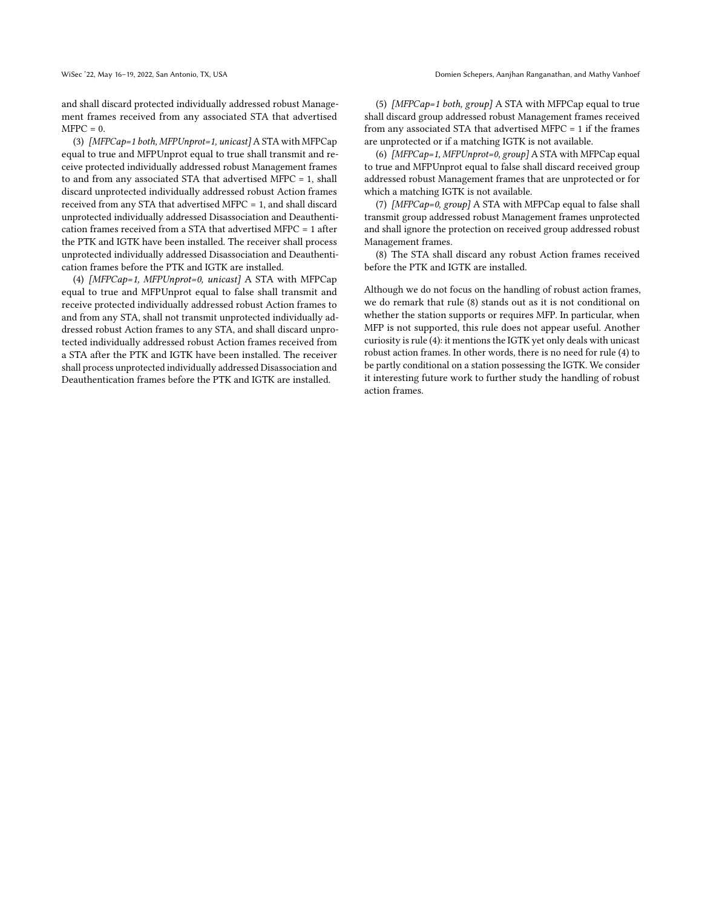and shall discard protected individually addressed robust Management frames received from any associated STA that advertised MFPC = 0.

(3) *[MFPCap=1 both, MFPUnprot=1, unicast]* A STA with MFPCap equal to true and MFPUnprot equal to true shall transmit and receive protected individually addressed robust Management frames to and from any associated STA that advertised MFPC = 1, shall discard unprotected individually addressed robust Action frames received from any STA that advertised MFPC = 1, and shall discard unprotected individually addressed Disassociation and Deauthentication frames received from a STA that advertised MFPC = 1 after the PTK and IGTK have been installed. The receiver shall process unprotected individually addressed Disassociation and Deauthentication frames before the PTK and IGTK are installed.

(4) *[MFPCap=1, MFPUnprot=0, unicast]* A STA with MFPCap equal to true and MFPUnprot equal to false shall transmit and receive protected individually addressed robust Action frames to and from any STA, shall not transmit unprotected individually addressed robust Action frames to any STA, and shall discard unprotected individually addressed robust Action frames received from a STA after the PTK and IGTK have been installed. The receiver shall process unprotected individually addressed Disassociation and Deauthentication frames before the PTK and IGTK are installed.

(5) *[MFPCap=1 both, group]* A STA with MFPCap equal to true shall discard group addressed robust Management frames received from any associated STA that advertised MFPC = 1 if the frames are unprotected or if a matching IGTK is not available.

(6) *[MFPCap=1, MFPUnprot=0, group]* A STA with MFPCap equal to true and MFPUnprot equal to false shall discard received group addressed robust Management frames that are unprotected or for which a matching IGTK is not available.

(7) *[MFPCap=0, group]* A STA with MFPCap equal to false shall transmit group addressed robust Management frames unprotected and shall ignore the protection on received group addressed robust Management frames.

(8) The STA shall discard any robust Action frames received before the PTK and IGTK are installed.

Although we do not focus on the handling of robust action frames, we do remark that rule (8) stands out as it is not conditional on whether the station supports or requires MFP. In particular, when MFP is not supported, this rule does not appear useful. Another curiosity is rule (4): it mentions the IGTK yet only deals with unicast robust action frames. In other words, there is no need for rule (4) to be partly conditional on a station possessing the IGTK. We consider it interesting future work to further study the handling of robust action frames.